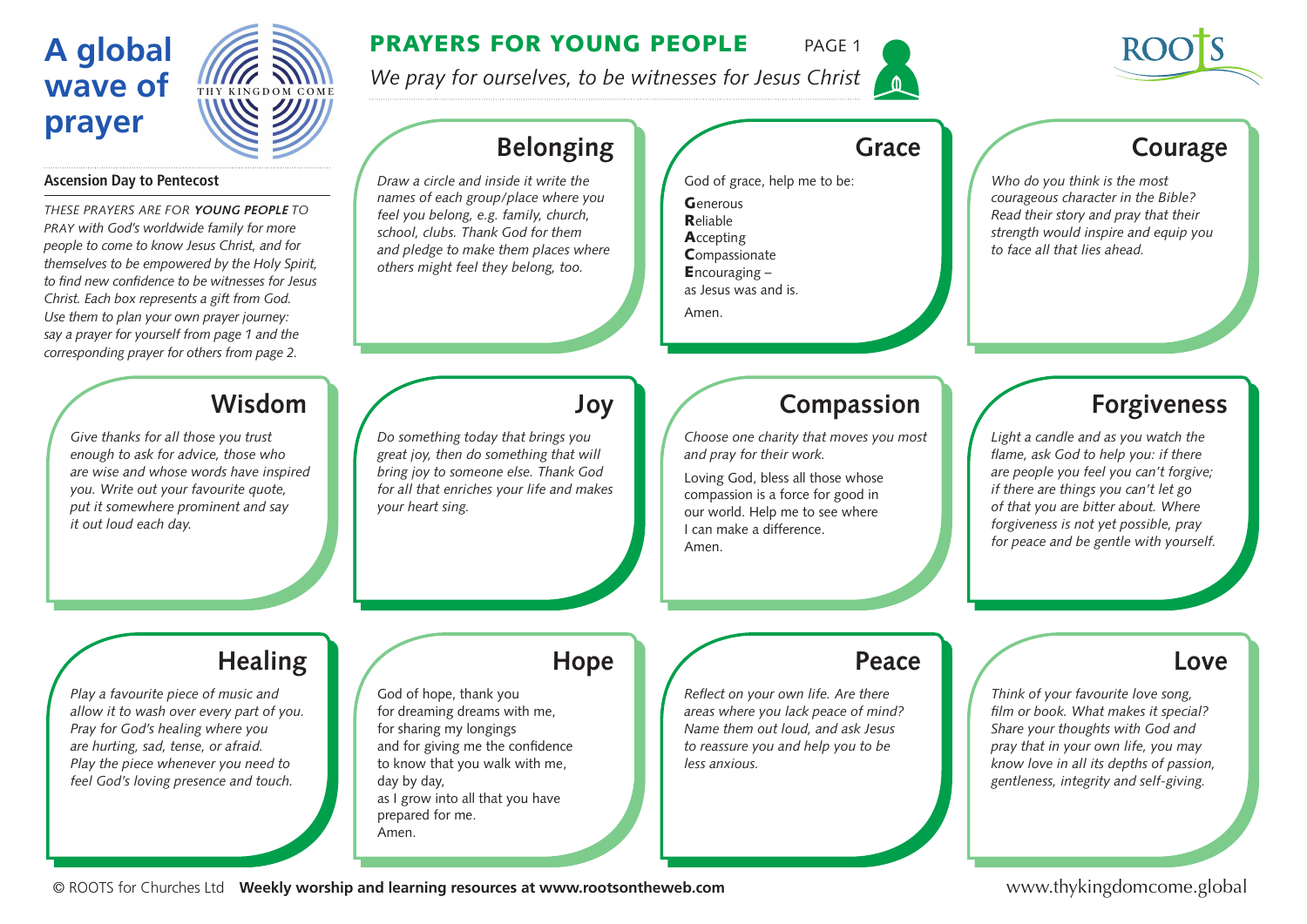# A global wave of prayer

THY KINGDOM COME

## PRAYERS FOR YOUNG PEOPLE

*We pray for ourselves, to be witnesses for Jesus Christ*

ROOTS

**Ascension Day to Pentecost**

*THESE PRAYERS ARE FOR **YOUNG PEOPLE** TO PRAY with God's worldwide family for more people to come to know Jesus Christ, and for themselves to be empowered by the Holy Spirit, to find new confidence to be witnesses for Jesus Christ. Each box represents a gift from God. Use them to plan your own prayer journey: say a prayer for yourself from page 1 and the corresponding prayer for others from page 2.*

### Belonging

*Draw a circle and inside it write the names of each group/place where you feel you belong, e.g. family, church, school, clubs. Thank God for them and pledge to make them places where others might feel they belong, too.*

### Grace

God of grace, help me to be:

**G**enerous
**R**eliable
**A**ccepting
**C**ompassionate
**E**ncouraging –
as Jesus was and is.

Amen.

### Courage

*Who do you think is the most courageous character in the Bible? Read their story and pray that their strength would inspire and equip you to face all that lies ahead.*

### Wisdom

*Give thanks for all those you trust enough to ask for advice, those who are wise and whose words have inspired you. Write out your favourite quote, put it somewhere prominent and say it out loud each day.*

### Joy

*Do something today that brings you great joy, then do something that will bring joy to someone else. Thank God for all that enriches your life and makes your heart sing.*

### Compassion

*Choose one charity that moves you most and pray for their work.*

Loving God, bless all those whose compassion is a force for good in our world. Help me to see where I can make a difference.
Amen.

### Forgiveness

*Light a candle and as you watch the flame, ask God to help you: if there are people you feel you can't forgive; if there are things you can't let go of that you are bitter about. Where forgiveness is not yet possible, pray for peace and be gentle with yourself.*

### Healing

*Play a favourite piece of music and allow it to wash over every part of you. Pray for God's healing where you are hurting, sad, tense, or afraid. Play the piece whenever you need to feel God's loving presence and touch.*

### Hope

God of hope, thank you
for dreaming dreams with me,
for sharing my longings
and for giving me the confidence
to know that you walk with me,
day by day,
as I grow into all that you have prepared for me.
Amen.

### Peace

*Reflect on your own life. Are there areas where you lack peace of mind? Name them out loud, and ask Jesus to reassure you and help you to be less anxious.*

### Love

*Think of your favourite love song, film or book. What makes it special? Share your thoughts with God and pray that in your own life, you may know love in all its depths of passion, gentleness, integrity and self-giving.*

© ROOTS for Churches Ltd **Weekly worship and learning resources at www.rootsontheweb.com** www.thykingdomcome.global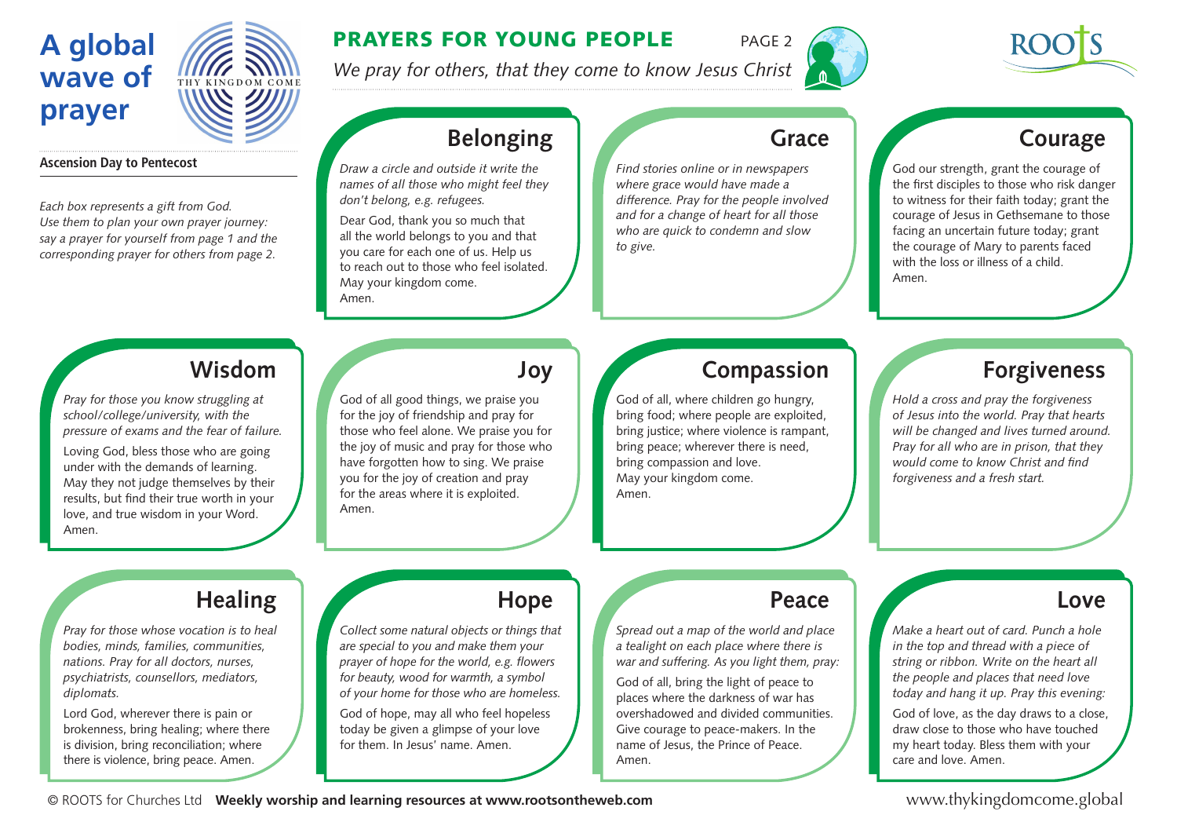# A global wave of prayer

THY KINGDOM COME

**Ascension Day to Pentecost**

*Each box represents a gift from God. Use them to plan your own prayer journey: say a prayer for yourself from page 1 and the corresponding prayer for others from page 2.*

## PRAYERS FOR YOUNG PEOPLE

*We pray for others, that they come to know Jesus Christ*

### Belonging

*Draw a circle and outside it write the names of all those who might feel they don't belong, e.g. refugees.*

Dear God, thank you so much that all the world belongs to you and that you care for each one of us. Help us to reach out to those who feel isolated. May your kingdom come.
Amen.

### Grace

*Find stories online or in newspapers where grace would have made a difference. Pray for the people involved and for a change of heart for all those who are quick to condemn and slow to give.*

### Courage

God our strength, grant the courage of the first disciples to those who risk danger to witness for their faith today; grant the courage of Jesus in Gethsemane to those facing an uncertain future today; grant the courage of Mary to parents faced with the loss or illness of a child.
Amen.

### Wisdom

*Pray for those you know struggling at school/college/university, with the pressure of exams and the fear of failure.*

Loving God, bless those who are going under with the demands of learning. May they not judge themselves by their results, but find their true worth in your love, and true wisdom in your Word.
Amen.

### Joy

God of all good things, we praise you for the joy of friendship and pray for those who feel alone. We praise you for the joy of music and pray for those who have forgotten how to sing. We praise you for the joy of creation and pray for the areas where it is exploited.
Amen.

### Compassion

God of all, where children go hungry, bring food; where people are exploited, bring justice; where violence is rampant, bring peace; wherever there is need, bring compassion and love.
May your kingdom come.
Amen.

### Forgiveness

*Hold a cross and pray the forgiveness of Jesus into the world. Pray that hearts will be changed and lives turned around. Pray for all who are in prison, that they would come to know Christ and find forgiveness and a fresh start.*

### Healing

*Pray for those whose vocation is to heal bodies, minds, families, communities, nations. Pray for all doctors, nurses, psychiatrists, counsellors, mediators, diplomats.*

Lord God, wherever there is pain or brokenness, bring healing; where there is division, bring reconciliation; where there is violence, bring peace. Amen.

### Hope

*Collect some natural objects or things that are special to you and make them your prayer of hope for the world, e.g. flowers for beauty, wood for warmth, a symbol of your home for those who are homeless.*

God of hope, may all who feel hopeless today be given a glimpse of your love for them. In Jesus' name. Amen.

### Peace

*Spread out a map of the world and place a tealight on each place where there is war and suffering. As you light them, pray:*

God of all, bring the light of peace to places where the darkness of war has overshadowed and divided communities. Give courage to peace-makers. In the name of Jesus, the Prince of Peace.
Amen.

### Love

*Make a heart out of card. Punch a hole in the top and thread with a piece of string or ribbon. Write on the heart all the people and places that need love today and hang it up. Pray this evening:*

God of love, as the day draws to a close, draw close to those who have touched my heart today. Bless them with your care and love. Amen.

© ROOTS for Churches Ltd **Weekly worship and learning resources at www.rootsontheweb.com** www.thykingdomcome.global